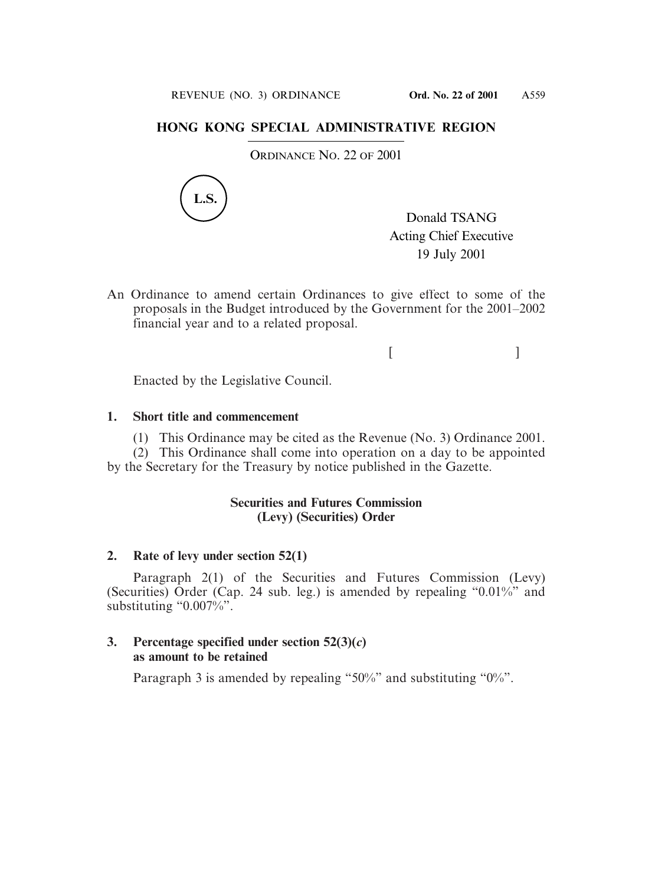## HONG KONG SPECIAL ADMINISTRATIVE REGION

ORDINANCE NO. 22 OF 2001

L.S.

Donald TSANG
Acting Chief Executive
19 July 2001

An Ordinance to amend certain Ordinances to give effect to some of the proposals in the Budget introduced by the Government for the 2001–2002 financial year and to a related proposal.

[ ]

Enacted by the Legislative Council.

**1. Short title and commencement**

(1) This Ordinance may be cited as the Revenue (No. 3) Ordinance 2001.

(2) This Ordinance shall come into operation on a day to be appointed by the Secretary for the Treasury by notice published in the Gazette.

**Securities and Futures Commission (Levy) (Securities) Order**

**2. Rate of levy under section 52(1)**

Paragraph 2(1) of the Securities and Futures Commission (Levy) (Securities) Order (Cap. 24 sub. leg.) is amended by repealing "0.01%" and substituting "0.007%".

**3. Percentage specified under section 52(3)(*c*) as amount to be retained**

Paragraph 3 is amended by repealing "50%" and substituting "0%".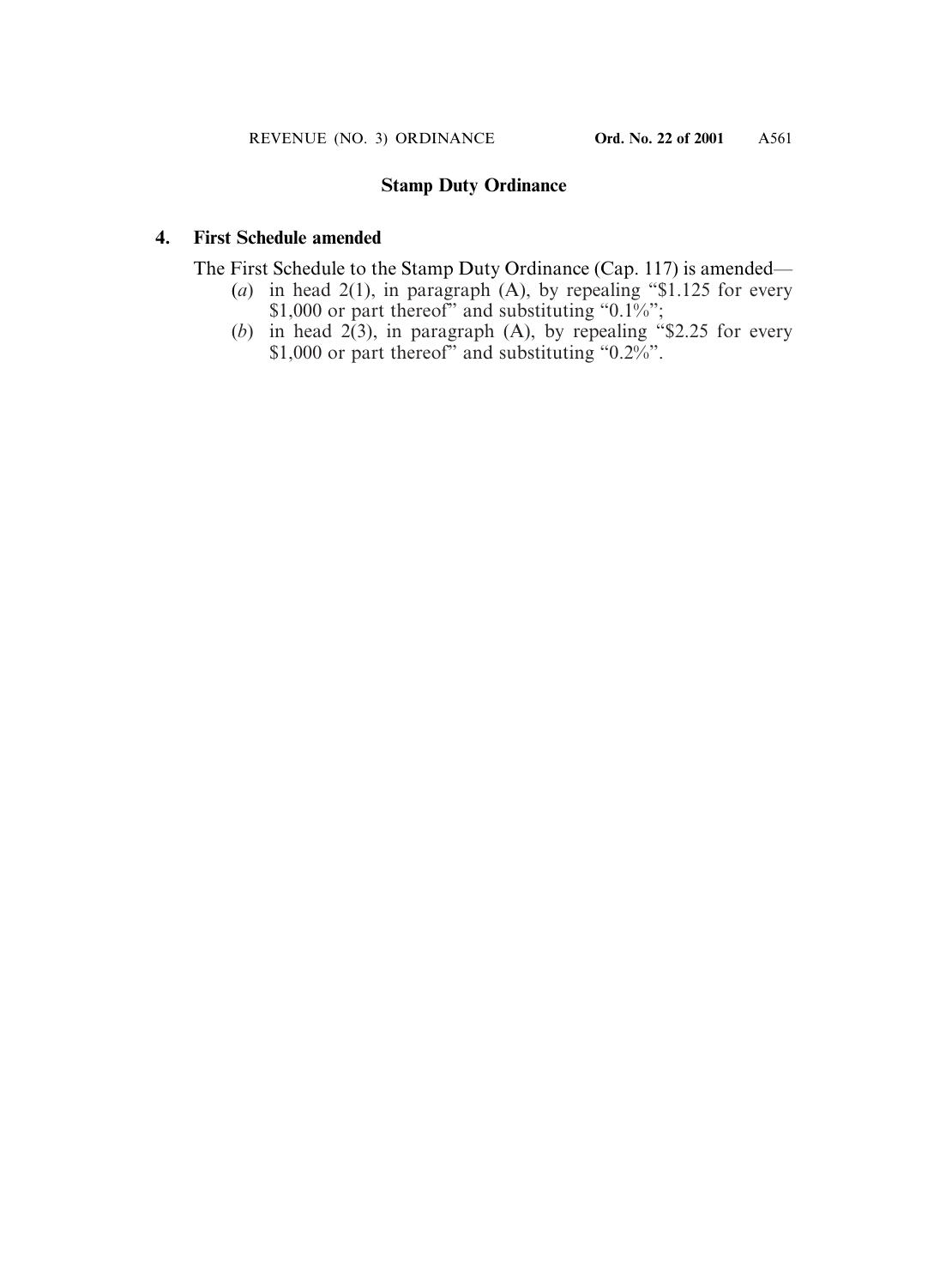## Stamp Duty Ordinance

**4. First Schedule amended**

The First Schedule to the Stamp Duty Ordinance (Cap. 117) is amended—

(*a*) in head 2(1), in paragraph (A), by repealing "$1.125 for every $1,000 or part thereof" and substituting "0.1%";

(*b*) in head 2(3), in paragraph (A), by repealing "$2.25 for every $1,000 or part thereof" and substituting "0.2%".